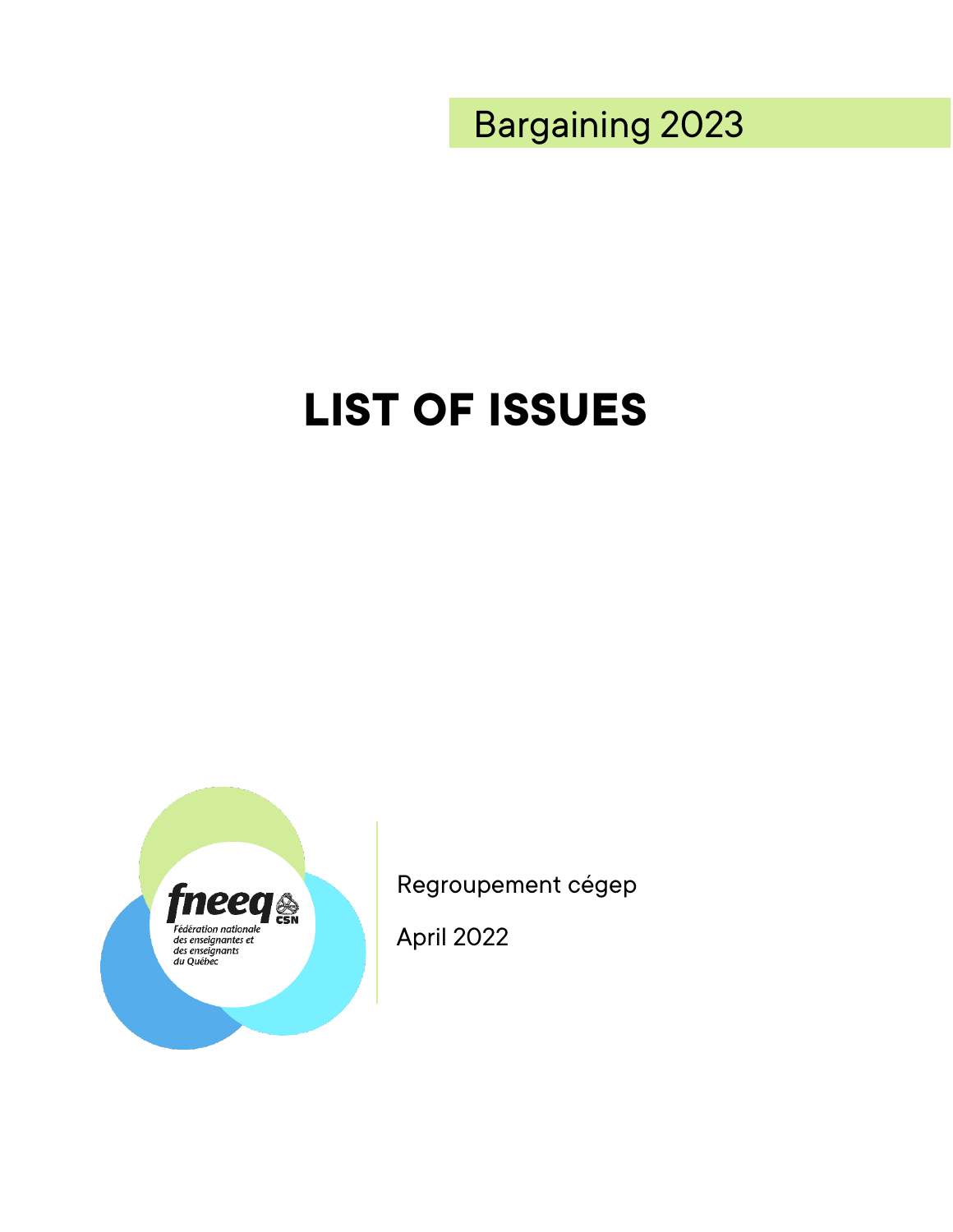Bargaining 2023

# LIST OF ISSUES

fneeq CSN
Fédération nationale des enseignantes et des enseignants du Québec

Regroupement cégep

April 2022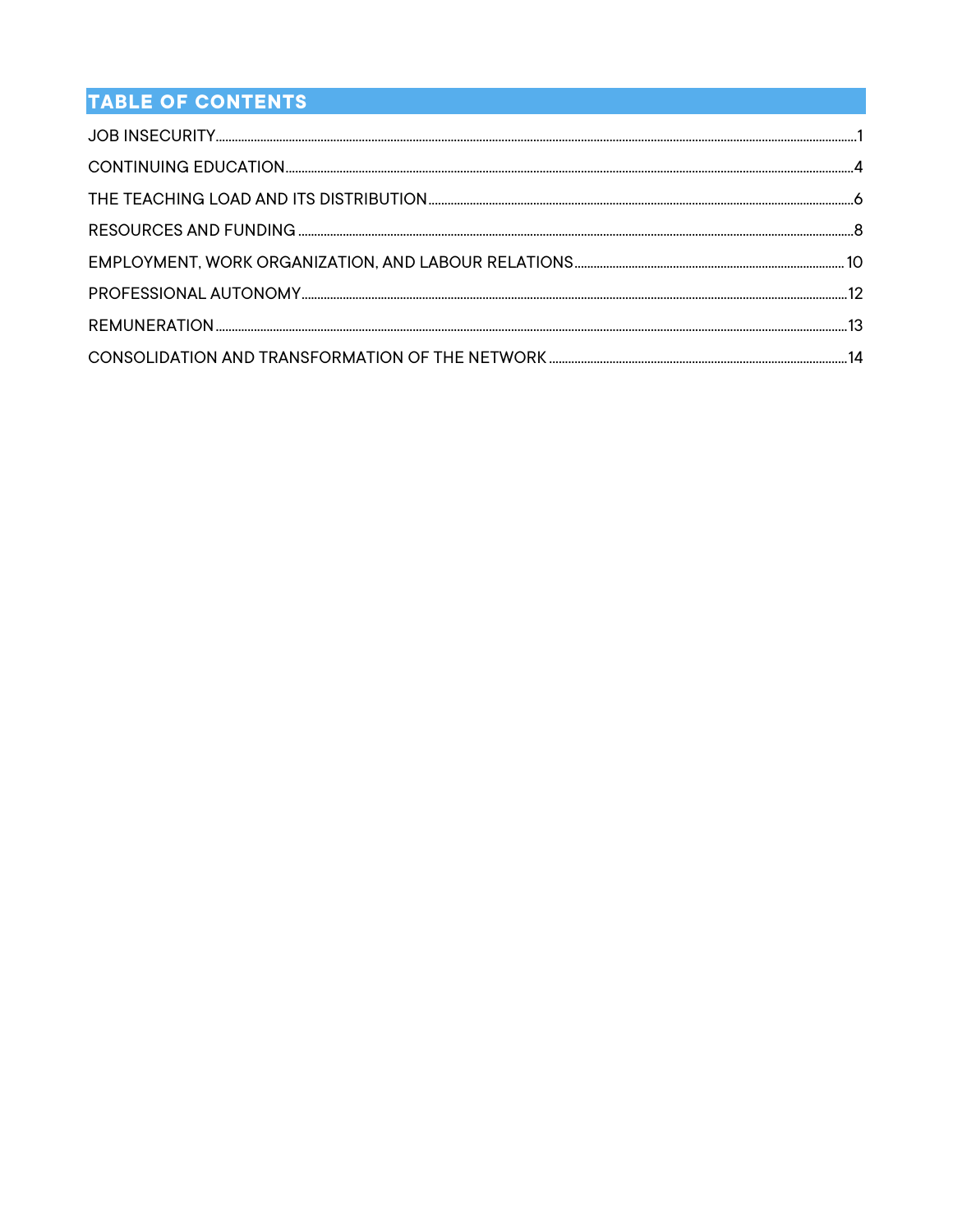## TABLE OF CONTENTS

JOB INSECURITY ... 1

CONTINUING EDUCATION ... 4

THE TEACHING LOAD AND ITS DISTRIBUTION ... 6

RESOURCES AND FUNDING ... 8

EMPLOYMENT, WORK ORGANIZATION, AND LABOUR RELATIONS ... 10

PROFESSIONAL AUTONOMY ... 12

REMUNERATION ... 13

CONSOLIDATION AND TRANSFORMATION OF THE NETWORK ... 14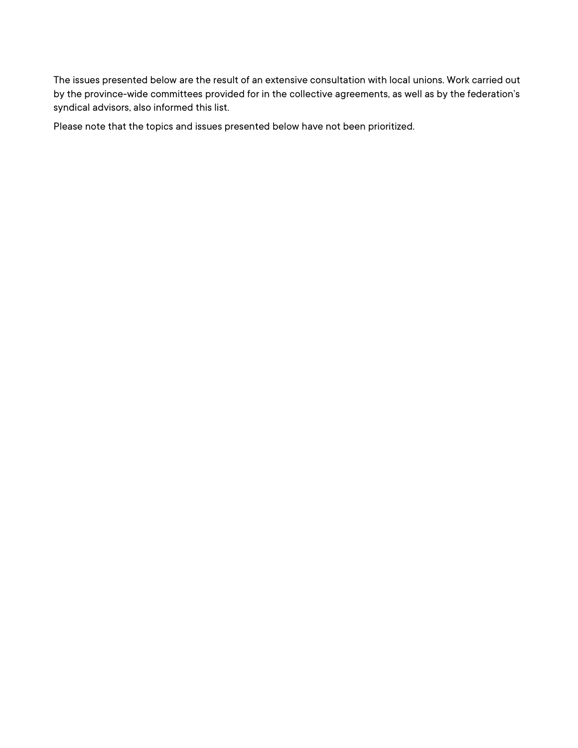The issues presented below are the result of an extensive consultation with local unions. Work carried out by the province-wide committees provided for in the collective agreements, as well as by the federation's syndical advisors, also informed this list.

Please note that the topics and issues presented below have not been prioritized.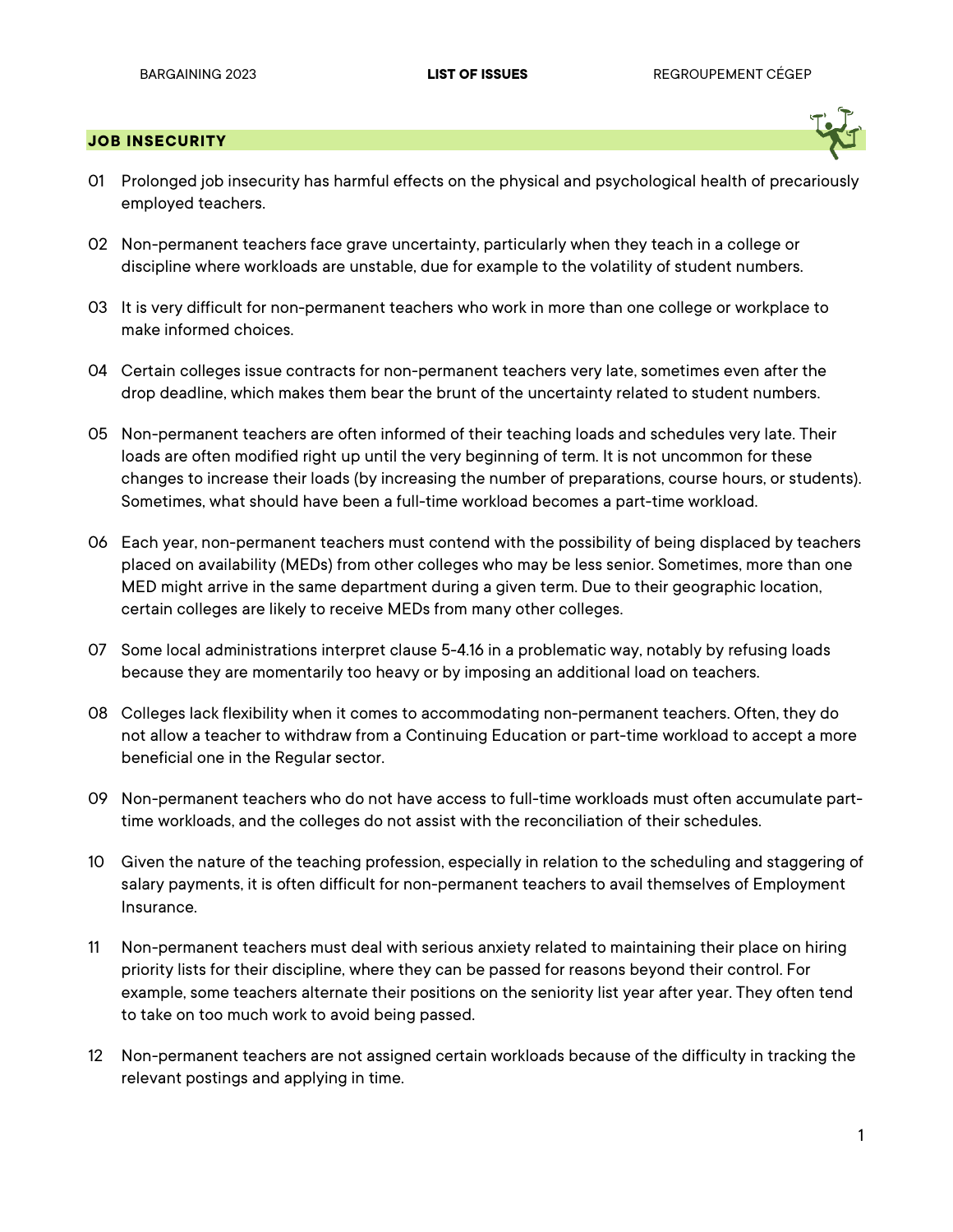## JOB INSECURITY

01 Prolonged job insecurity has harmful effects on the physical and psychological health of precariously employed teachers.

02 Non-permanent teachers face grave uncertainty, particularly when they teach in a college or discipline where workloads are unstable, due for example to the volatility of student numbers.

03 It is very difficult for non-permanent teachers who work in more than one college or workplace to make informed choices.

04 Certain colleges issue contracts for non-permanent teachers very late, sometimes even after the drop deadline, which makes them bear the brunt of the uncertainty related to student numbers.

05 Non-permanent teachers are often informed of their teaching loads and schedules very late. Their loads are often modified right up until the very beginning of term. It is not uncommon for these changes to increase their loads (by increasing the number of preparations, course hours, or students). Sometimes, what should have been a full-time workload becomes a part-time workload.

06 Each year, non-permanent teachers must contend with the possibility of being displaced by teachers placed on availability (MEDs) from other colleges who may be less senior. Sometimes, more than one MED might arrive in the same department during a given term. Due to their geographic location, certain colleges are likely to receive MEDs from many other colleges.

07 Some local administrations interpret clause 5-4.16 in a problematic way, notably by refusing loads because they are momentarily too heavy or by imposing an additional load on teachers.

08 Colleges lack flexibility when it comes to accommodating non-permanent teachers. Often, they do not allow a teacher to withdraw from a Continuing Education or part-time workload to accept a more beneficial one in the Regular sector.

09 Non-permanent teachers who do not have access to full-time workloads must often accumulate part-time workloads, and the colleges do not assist with the reconciliation of their schedules.

10 Given the nature of the teaching profession, especially in relation to the scheduling and staggering of salary payments, it is often difficult for non-permanent teachers to avail themselves of Employment Insurance.

11 Non-permanent teachers must deal with serious anxiety related to maintaining their place on hiring priority lists for their discipline, where they can be passed for reasons beyond their control. For example, some teachers alternate their positions on the seniority list year after year. They often tend to take on too much work to avoid being passed.

12 Non-permanent teachers are not assigned certain workloads because of the difficulty in tracking the relevant postings and applying in time.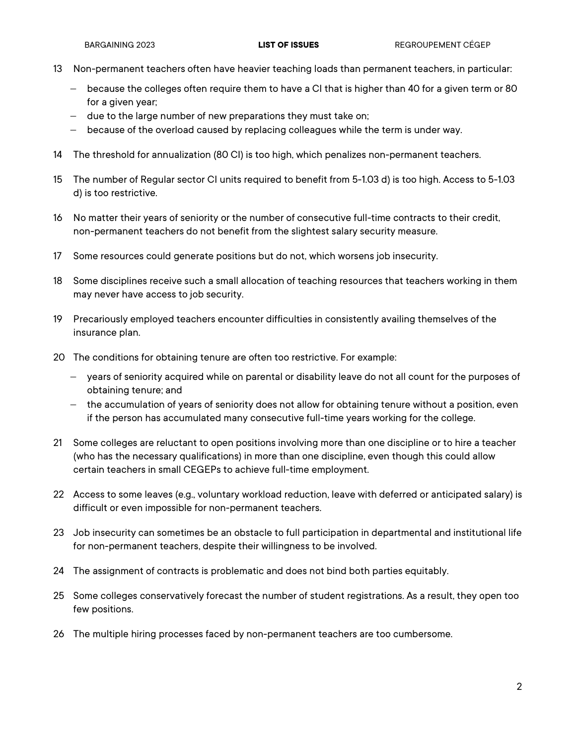13 Non-permanent teachers often have heavier teaching loads than permanent teachers, in particular:

- because the colleges often require them to have a CI that is higher than 40 for a given term or 80 for a given year;
- due to the large number of new preparations they must take on;
- because of the overload caused by replacing colleagues while the term is under way.

14 The threshold for annualization (80 CI) is too high, which penalizes non-permanent teachers.

15 The number of Regular sector CI units required to benefit from 5-1.03 d) is too high. Access to 5-1.03 d) is too restrictive.

16 No matter their years of seniority or the number of consecutive full-time contracts to their credit, non-permanent teachers do not benefit from the slightest salary security measure.

17 Some resources could generate positions but do not, which worsens job insecurity.

18 Some disciplines receive such a small allocation of teaching resources that teachers working in them may never have access to job security.

19 Precariously employed teachers encounter difficulties in consistently availing themselves of the insurance plan.

20 The conditions for obtaining tenure are often too restrictive. For example:

- years of seniority acquired while on parental or disability leave do not all count for the purposes of obtaining tenure; and
- the accumulation of years of seniority does not allow for obtaining tenure without a position, even if the person has accumulated many consecutive full-time years working for the college.

21 Some colleges are reluctant to open positions involving more than one discipline or to hire a teacher (who has the necessary qualifications) in more than one discipline, even though this could allow certain teachers in small CEGEPs to achieve full-time employment.

22 Access to some leaves (e.g., voluntary workload reduction, leave with deferred or anticipated salary) is difficult or even impossible for non-permanent teachers.

23 Job insecurity can sometimes be an obstacle to full participation in departmental and institutional life for non-permanent teachers, despite their willingness to be involved.

24 The assignment of contracts is problematic and does not bind both parties equitably.

25 Some colleges conservatively forecast the number of student registrations. As a result, they open too few positions.

26 The multiple hiring processes faced by non-permanent teachers are too cumbersome.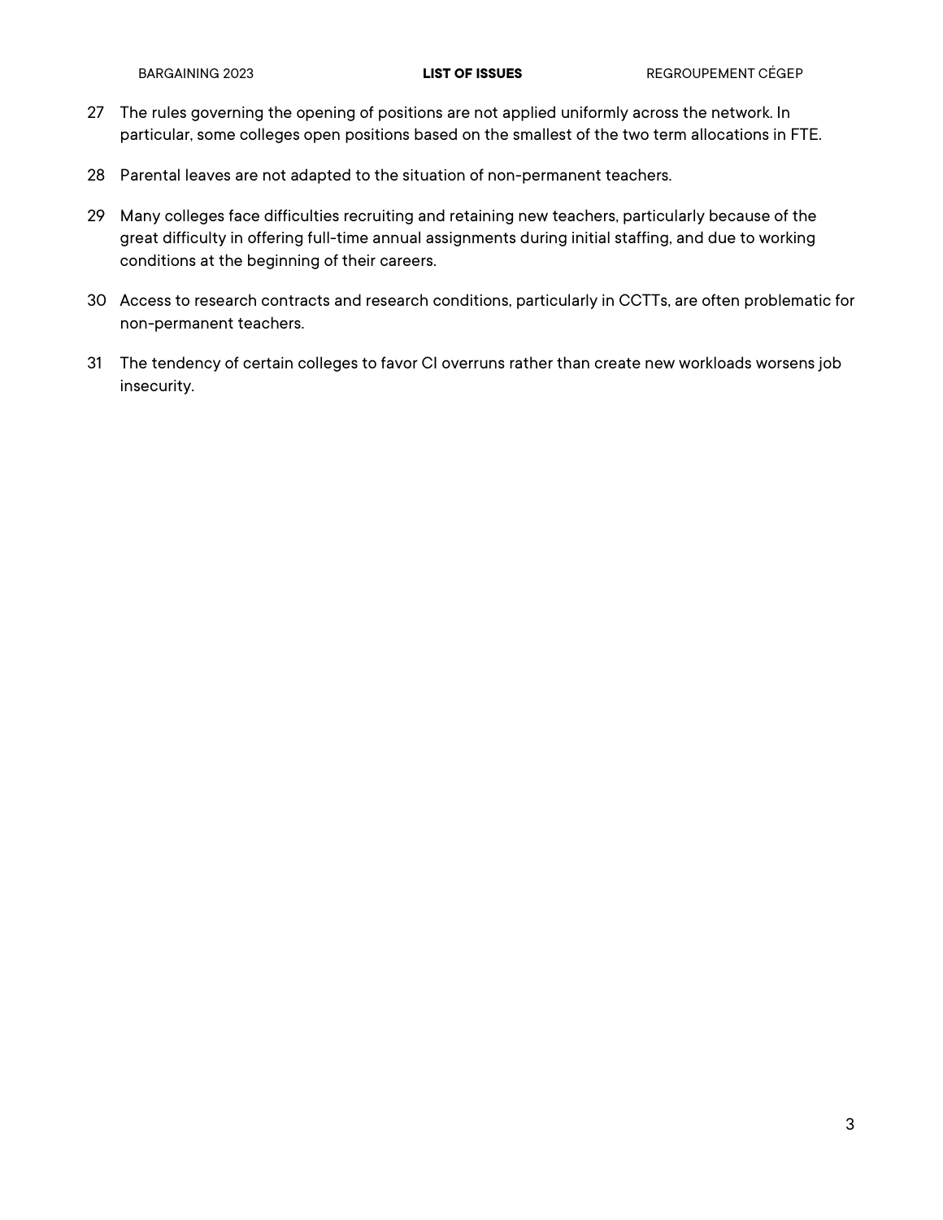27. The rules governing the opening of positions are not applied uniformly across the network. In particular, some colleges open positions based on the smallest of the two term allocations in FTE.
28. Parental leaves are not adapted to the situation of non-permanent teachers.
29. Many colleges face difficulties recruiting and retaining new teachers, particularly because of the great difficulty in offering full-time annual assignments during initial staffing, and due to working conditions at the beginning of their careers.
30. Access to research contracts and research conditions, particularly in CCTTs, are often problematic for non-permanent teachers.
31. The tendency of certain colleges to favor CI overruns rather than create new workloads worsens job insecurity.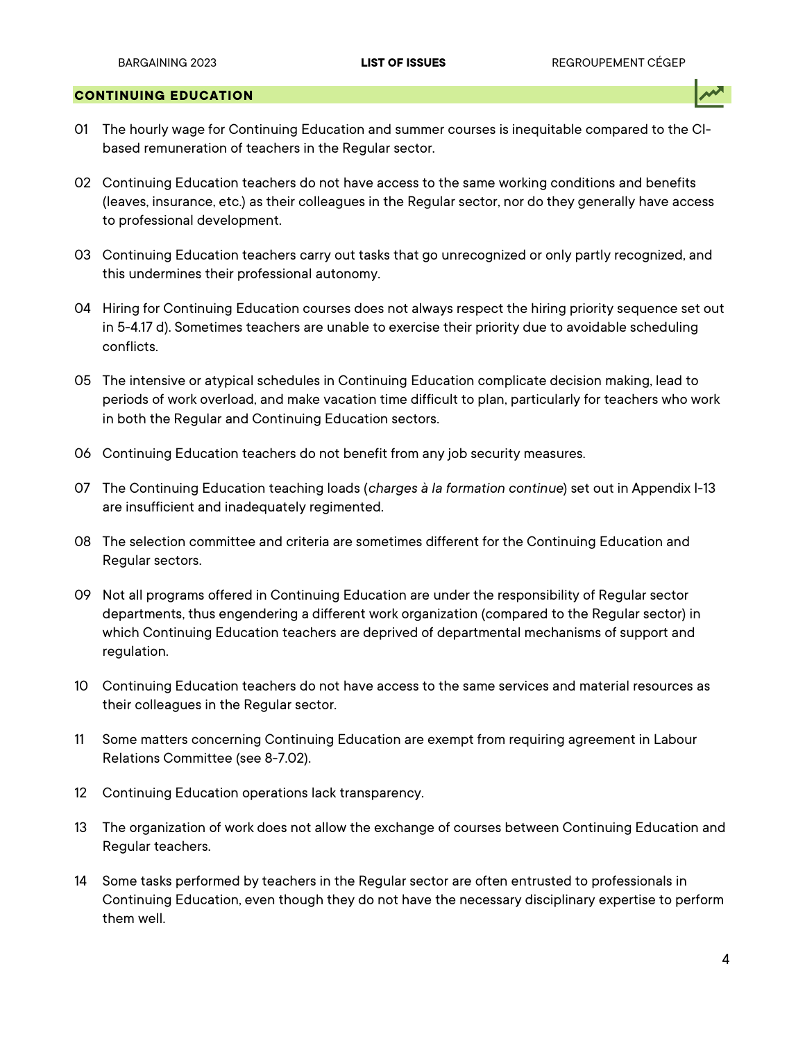## CONTINUING EDUCATION

01 The hourly wage for Continuing Education and summer courses is inequitable compared to the CI-based remuneration of teachers in the Regular sector.

02 Continuing Education teachers do not have access to the same working conditions and benefits (leaves, insurance, etc.) as their colleagues in the Regular sector, nor do they generally have access to professional development.

03 Continuing Education teachers carry out tasks that go unrecognized or only partly recognized, and this undermines their professional autonomy.

04 Hiring for Continuing Education courses does not always respect the hiring priority sequence set out in 5-4.17 d). Sometimes teachers are unable to exercise their priority due to avoidable scheduling conflicts.

05 The intensive or atypical schedules in Continuing Education complicate decision making, lead to periods of work overload, and make vacation time difficult to plan, particularly for teachers who work in both the Regular and Continuing Education sectors.

06 Continuing Education teachers do not benefit from any job security measures.

07 The Continuing Education teaching loads (*charges à la formation continue*) set out in Appendix I-13 are insufficient and inadequately regimented.

08 The selection committee and criteria are sometimes different for the Continuing Education and Regular sectors.

09 Not all programs offered in Continuing Education are under the responsibility of Regular sector departments, thus engendering a different work organization (compared to the Regular sector) in which Continuing Education teachers are deprived of departmental mechanisms of support and regulation.

10 Continuing Education teachers do not have access to the same services and material resources as their colleagues in the Regular sector.

11 Some matters concerning Continuing Education are exempt from requiring agreement in Labour Relations Committee (see 8-7.02).

12 Continuing Education operations lack transparency.

13 The organization of work does not allow the exchange of courses between Continuing Education and Regular teachers.

14 Some tasks performed by teachers in the Regular sector are often entrusted to professionals in Continuing Education, even though they do not have the necessary disciplinary expertise to perform them well.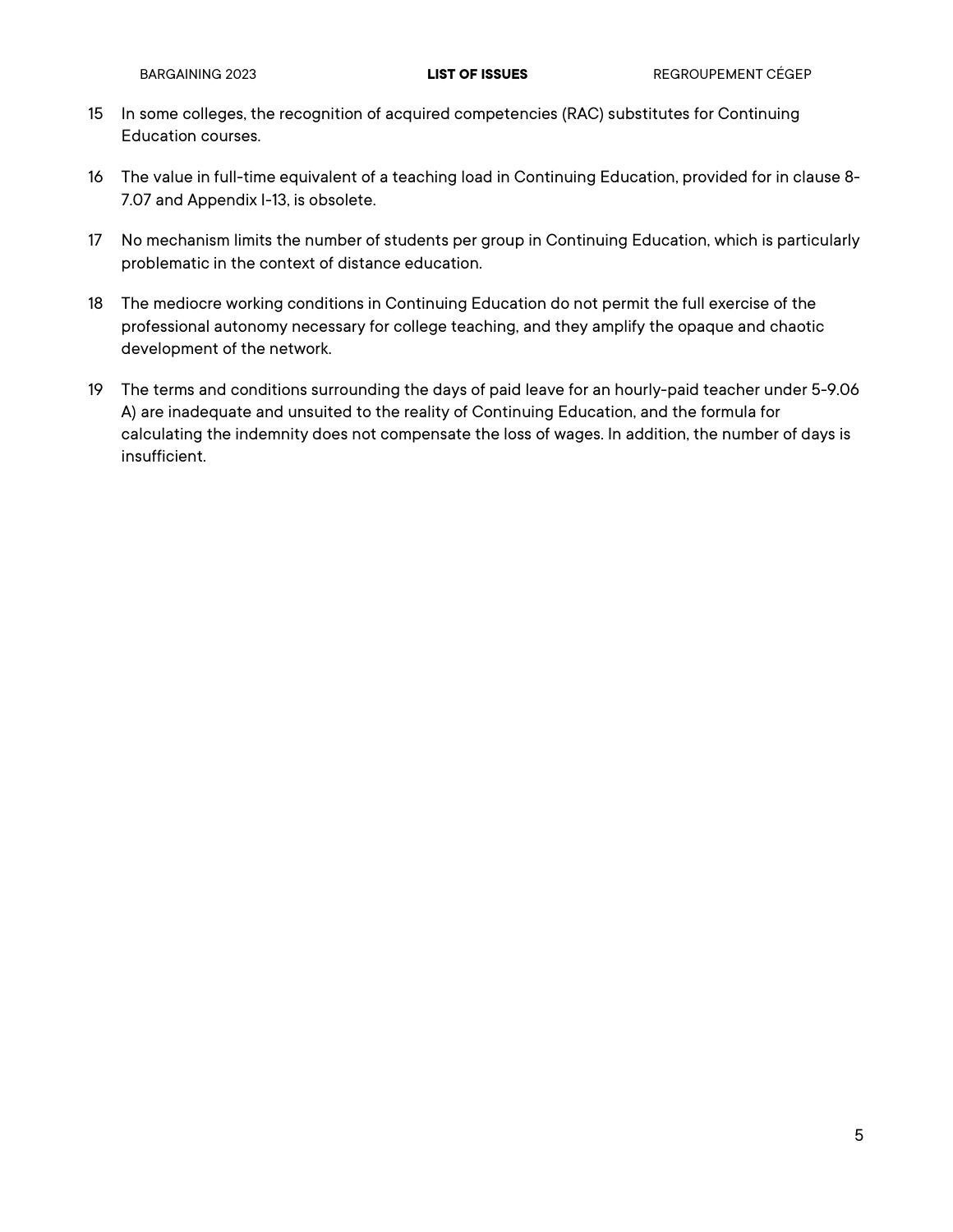15 In some colleges, the recognition of acquired competencies (RAC) substitutes for Continuing Education courses.

16 The value in full-time equivalent of a teaching load in Continuing Education, provided for in clause 8-7.07 and Appendix I-13, is obsolete.

17 No mechanism limits the number of students per group in Continuing Education, which is particularly problematic in the context of distance education.

18 The mediocre working conditions in Continuing Education do not permit the full exercise of the professional autonomy necessary for college teaching, and they amplify the opaque and chaotic development of the network.

19 The terms and conditions surrounding the days of paid leave for an hourly-paid teacher under 5-9.06 A) are inadequate and unsuited to the reality of Continuing Education, and the formula for calculating the indemnity does not compensate the loss of wages. In addition, the number of days is insufficient.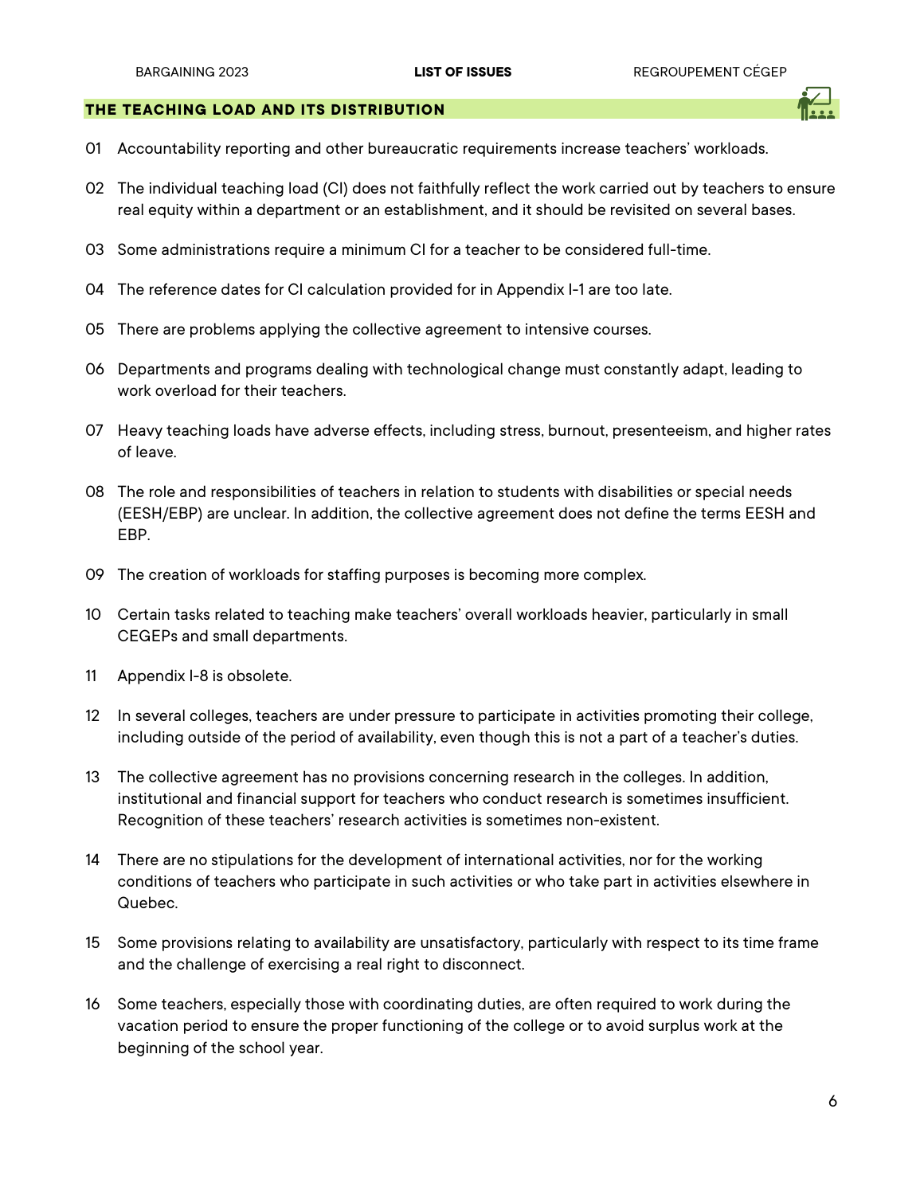## THE TEACHING LOAD AND ITS DISTRIBUTION

01 Accountability reporting and other bureaucratic requirements increase teachers' workloads.

02 The individual teaching load (CI) does not faithfully reflect the work carried out by teachers to ensure real equity within a department or an establishment, and it should be revisited on several bases.

03 Some administrations require a minimum CI for a teacher to be considered full-time.

04 The reference dates for CI calculation provided for in Appendix I-1 are too late.

05 There are problems applying the collective agreement to intensive courses.

06 Departments and programs dealing with technological change must constantly adapt, leading to work overload for their teachers.

07 Heavy teaching loads have adverse effects, including stress, burnout, presenteeism, and higher rates of leave.

08 The role and responsibilities of teachers in relation to students with disabilities or special needs (EESH/EBP) are unclear. In addition, the collective agreement does not define the terms EESH and EBP.

09 The creation of workloads for staffing purposes is becoming more complex.

10 Certain tasks related to teaching make teachers' overall workloads heavier, particularly in small CEGEPs and small departments.

11 Appendix I-8 is obsolete.

12 In several colleges, teachers are under pressure to participate in activities promoting their college, including outside of the period of availability, even though this is not a part of a teacher's duties.

13 The collective agreement has no provisions concerning research in the colleges. In addition, institutional and financial support for teachers who conduct research is sometimes insufficient. Recognition of these teachers' research activities is sometimes non-existent.

14 There are no stipulations for the development of international activities, nor for the working conditions of teachers who participate in such activities or who take part in activities elsewhere in Quebec.

15 Some provisions relating to availability are unsatisfactory, particularly with respect to its time frame and the challenge of exercising a real right to disconnect.

16 Some teachers, especially those with coordinating duties, are often required to work during the vacation period to ensure the proper functioning of the college or to avoid surplus work at the beginning of the school year.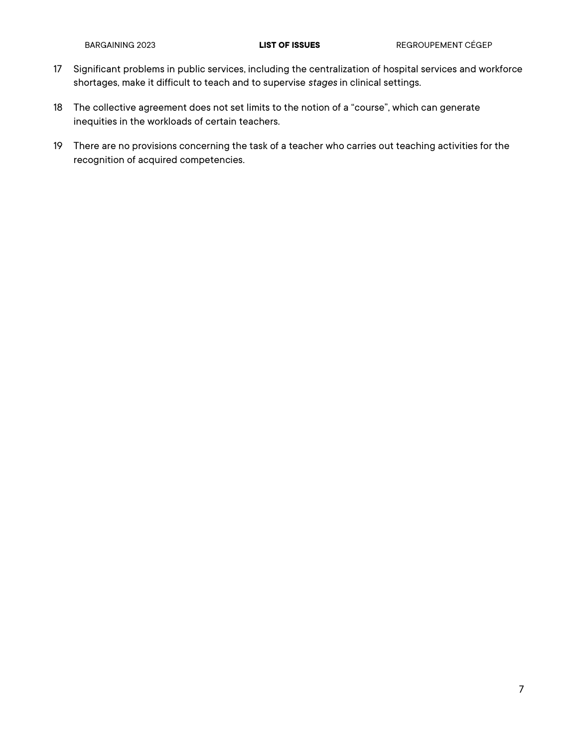17. Significant problems in public services, including the centralization of hospital services and workforce shortages, make it difficult to teach and to supervise *stages* in clinical settings.

18. The collective agreement does not set limits to the notion of a “course”, which can generate inequities in the workloads of certain teachers.

19. There are no provisions concerning the task of a teacher who carries out teaching activities for the recognition of acquired competencies.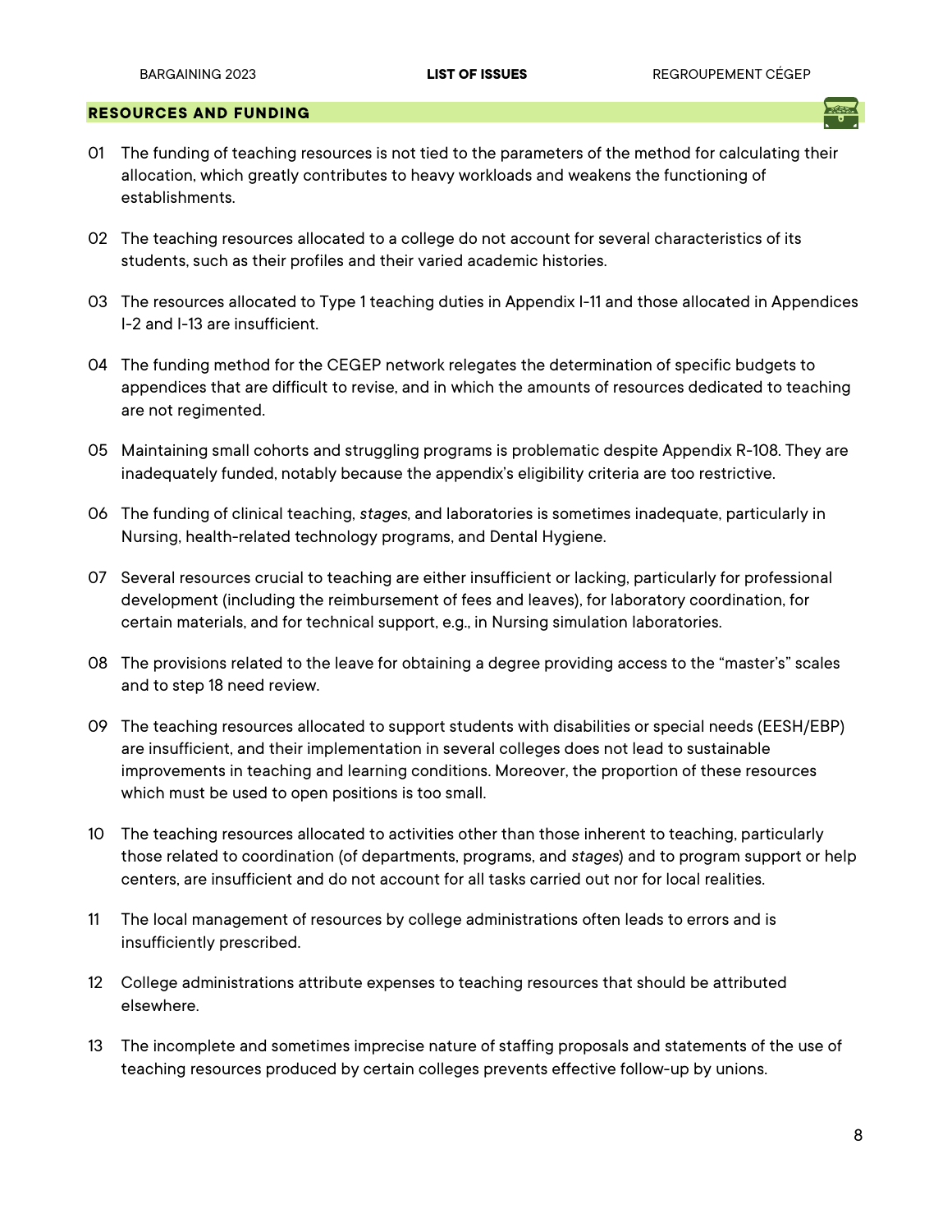## RESOURCES AND FUNDING

01 The funding of teaching resources is not tied to the parameters of the method for calculating their allocation, which greatly contributes to heavy workloads and weakens the functioning of establishments.

02 The teaching resources allocated to a college do not account for several characteristics of its students, such as their profiles and their varied academic histories.

03 The resources allocated to Type 1 teaching duties in Appendix I-11 and those allocated in Appendices I-2 and I-13 are insufficient.

04 The funding method for the CEGEP network relegates the determination of specific budgets to appendices that are difficult to revise, and in which the amounts of resources dedicated to teaching are not regimented.

05 Maintaining small cohorts and struggling programs is problematic despite Appendix R-108. They are inadequately funded, notably because the appendix's eligibility criteria are too restrictive.

06 The funding of clinical teaching, *stages*, and laboratories is sometimes inadequate, particularly in Nursing, health-related technology programs, and Dental Hygiene.

07 Several resources crucial to teaching are either insufficient or lacking, particularly for professional development (including the reimbursement of fees and leaves), for laboratory coordination, for certain materials, and for technical support, e.g., in Nursing simulation laboratories.

08 The provisions related to the leave for obtaining a degree providing access to the "master's" scales and to step 18 need review.

09 The teaching resources allocated to support students with disabilities or special needs (EESH/EBP) are insufficient, and their implementation in several colleges does not lead to sustainable improvements in teaching and learning conditions. Moreover, the proportion of these resources which must be used to open positions is too small.

10 The teaching resources allocated to activities other than those inherent to teaching, particularly those related to coordination (of departments, programs, and *stages*) and to program support or help centers, are insufficient and do not account for all tasks carried out nor for local realities.

11 The local management of resources by college administrations often leads to errors and is insufficiently prescribed.

12 College administrations attribute expenses to teaching resources that should be attributed elsewhere.

13 The incomplete and sometimes imprecise nature of staffing proposals and statements of the use of teaching resources produced by certain colleges prevents effective follow-up by unions.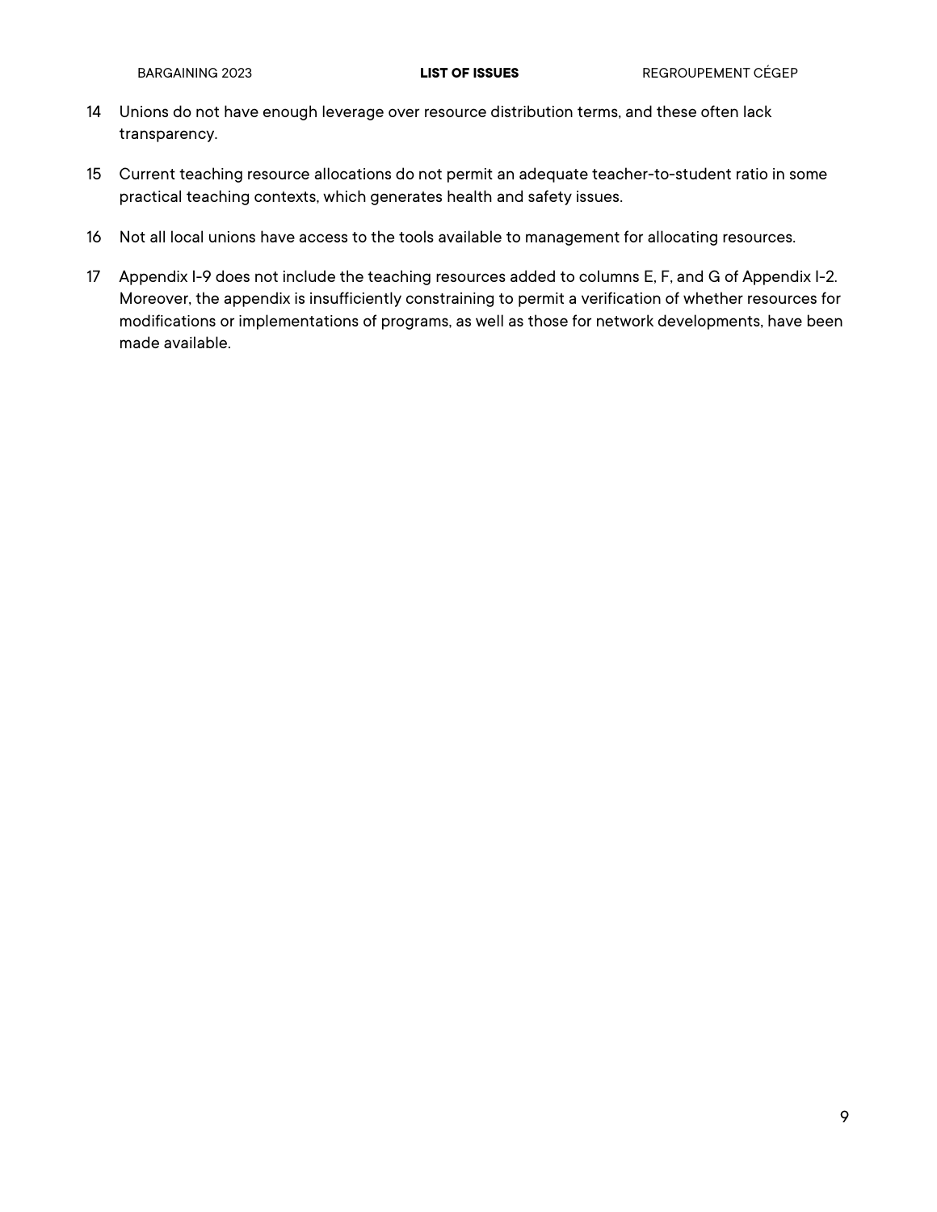14 Unions do not have enough leverage over resource distribution terms, and these often lack transparency.

15 Current teaching resource allocations do not permit an adequate teacher-to-student ratio in some practical teaching contexts, which generates health and safety issues.

16 Not all local unions have access to the tools available to management for allocating resources.

17 Appendix I-9 does not include the teaching resources added to columns E, F, and G of Appendix I-2. Moreover, the appendix is insufficiently constraining to permit a verification of whether resources for modifications or implementations of programs, as well as those for network developments, have been made available.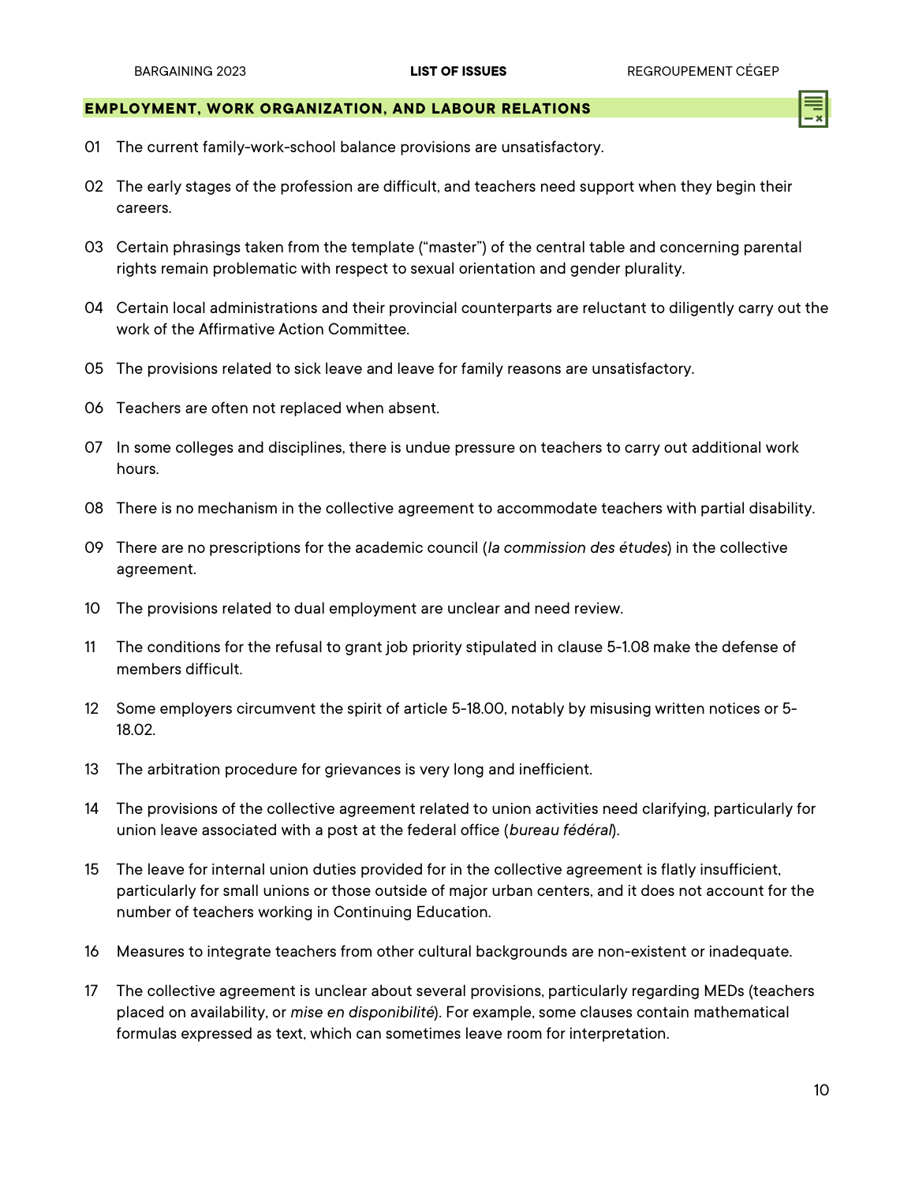## EMPLOYMENT, WORK ORGANIZATION, AND LABOUR RELATIONS

01 The current family-work-school balance provisions are unsatisfactory.

02 The early stages of the profession are difficult, and teachers need support when they begin their careers.

03 Certain phrasings taken from the template ("master") of the central table and concerning parental rights remain problematic with respect to sexual orientation and gender plurality.

04 Certain local administrations and their provincial counterparts are reluctant to diligently carry out the work of the Affirmative Action Committee.

05 The provisions related to sick leave and leave for family reasons are unsatisfactory.

06 Teachers are often not replaced when absent.

07 In some colleges and disciplines, there is undue pressure on teachers to carry out additional work hours.

08 There is no mechanism in the collective agreement to accommodate teachers with partial disability.

09 There are no prescriptions for the academic council (*la commission des études*) in the collective agreement.

10 The provisions related to dual employment are unclear and need review.

11 The conditions for the refusal to grant job priority stipulated in clause 5-1.08 make the defense of members difficult.

12 Some employers circumvent the spirit of article 5-18.00, notably by misusing written notices or 5-18.02.

13 The arbitration procedure for grievances is very long and inefficient.

14 The provisions of the collective agreement related to union activities need clarifying, particularly for union leave associated with a post at the federal office (*bureau fédéral*).

15 The leave for internal union duties provided for in the collective agreement is flatly insufficient, particularly for small unions or those outside of major urban centers, and it does not account for the number of teachers working in Continuing Education.

16 Measures to integrate teachers from other cultural backgrounds are non-existent or inadequate.

17 The collective agreement is unclear about several provisions, particularly regarding MEDs (teachers placed on availability, or *mise en disponibilité*). For example, some clauses contain mathematical formulas expressed as text, which can sometimes leave room for interpretation.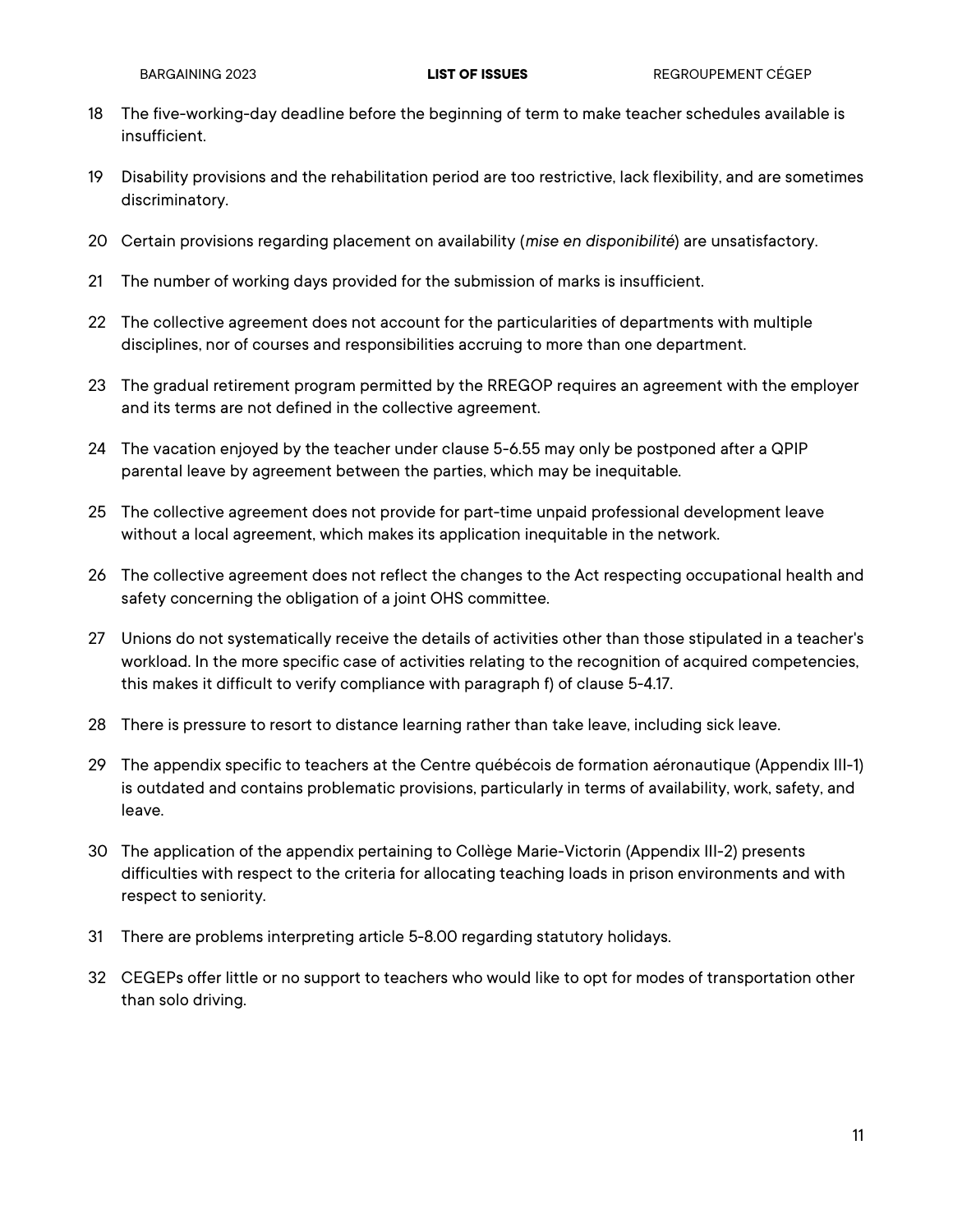18 The five-working-day deadline before the beginning of term to make teacher schedules available is insufficient.

19 Disability provisions and the rehabilitation period are too restrictive, lack flexibility, and are sometimes discriminatory.

20 Certain provisions regarding placement on availability (*mise en disponibilité*) are unsatisfactory.

21 The number of working days provided for the submission of marks is insufficient.

22 The collective agreement does not account for the particularities of departments with multiple disciplines, nor of courses and responsibilities accruing to more than one department.

23 The gradual retirement program permitted by the RREGOP requires an agreement with the employer and its terms are not defined in the collective agreement.

24 The vacation enjoyed by the teacher under clause 5-6.55 may only be postponed after a QPIP parental leave by agreement between the parties, which may be inequitable.

25 The collective agreement does not provide for part-time unpaid professional development leave without a local agreement, which makes its application inequitable in the network.

26 The collective agreement does not reflect the changes to the Act respecting occupational health and safety concerning the obligation of a joint OHS committee.

27 Unions do not systematically receive the details of activities other than those stipulated in a teacher's workload. In the more specific case of activities relating to the recognition of acquired competencies, this makes it difficult to verify compliance with paragraph f) of clause 5-4.17.

28 There is pressure to resort to distance learning rather than take leave, including sick leave.

29 The appendix specific to teachers at the Centre québécois de formation aéronautique (Appendix III-1) is outdated and contains problematic provisions, particularly in terms of availability, work, safety, and leave.

30 The application of the appendix pertaining to Collège Marie-Victorin (Appendix III-2) presents difficulties with respect to the criteria for allocating teaching loads in prison environments and with respect to seniority.

31 There are problems interpreting article 5-8.00 regarding statutory holidays.

32 CEGEPs offer little or no support to teachers who would like to opt for modes of transportation other than solo driving.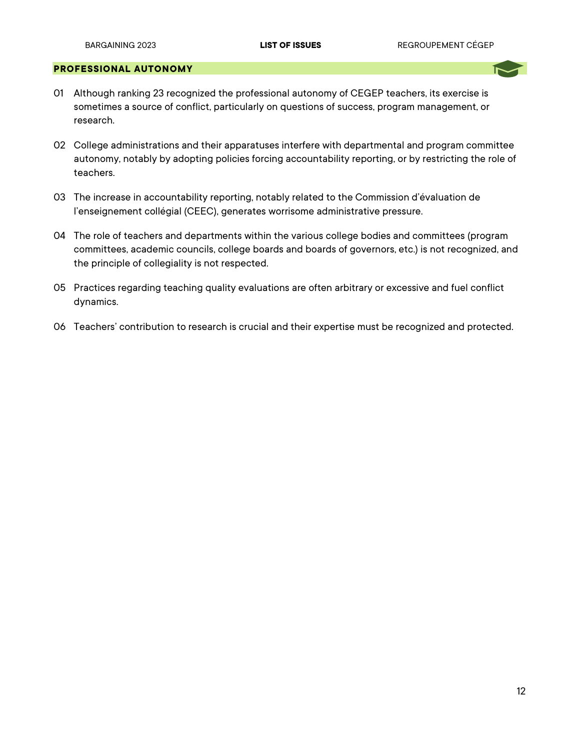## PROFESSIONAL AUTONOMY

01 Although ranking 23 recognized the professional autonomy of CEGEP teachers, its exercise is sometimes a source of conflict, particularly on questions of success, program management, or research.

02 College administrations and their apparatuses interfere with departmental and program committee autonomy, notably by adopting policies forcing accountability reporting, or by restricting the role of teachers.

03 The increase in accountability reporting, notably related to the Commission d'évaluation de l'enseignement collégial (CEEC), generates worrisome administrative pressure.

04 The role of teachers and departments within the various college bodies and committees (program committees, academic councils, college boards and boards of governors, etc.) is not recognized, and the principle of collegiality is not respected.

05 Practices regarding teaching quality evaluations are often arbitrary or excessive and fuel conflict dynamics.

06 Teachers' contribution to research is crucial and their expertise must be recognized and protected.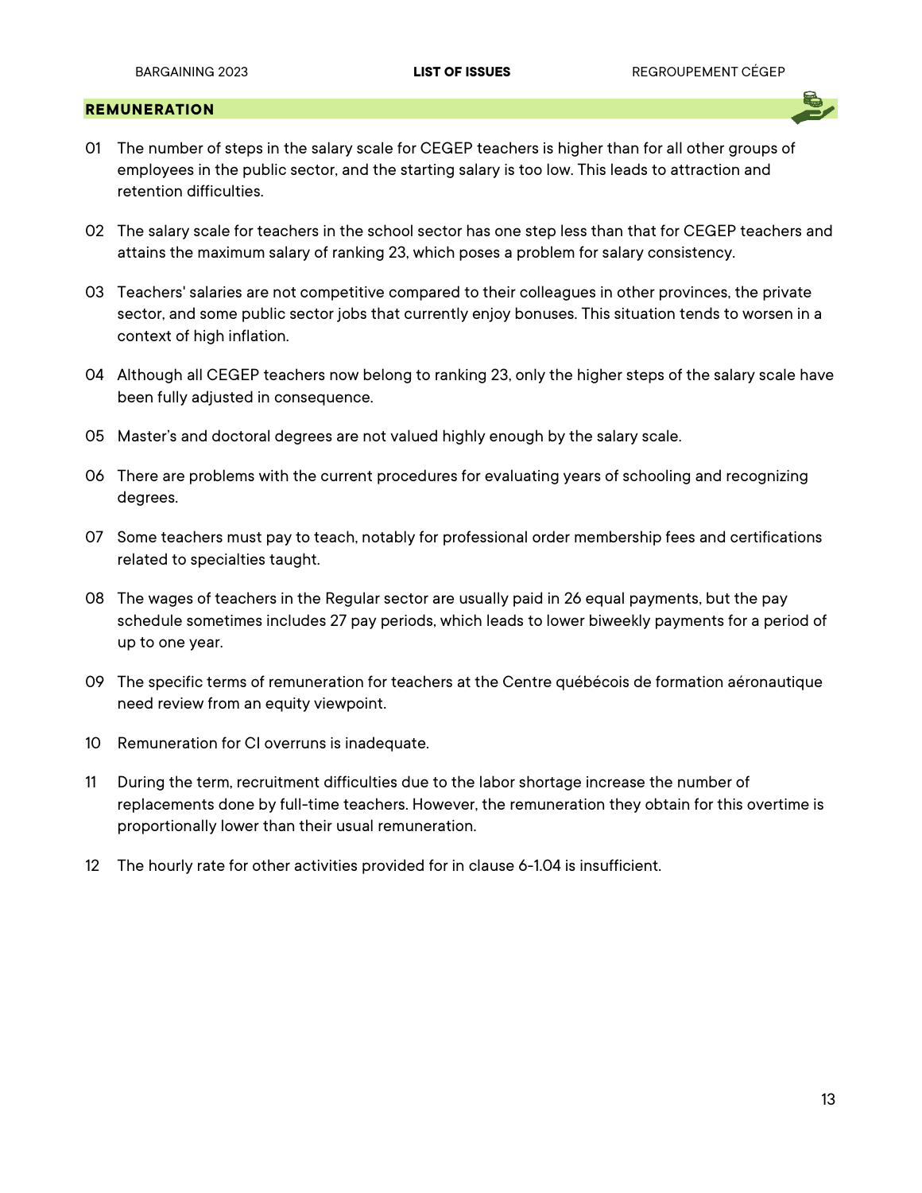## REMUNERATION

01 The number of steps in the salary scale for CEGEP teachers is higher than for all other groups of employees in the public sector, and the starting salary is too low. This leads to attraction and retention difficulties.

02 The salary scale for teachers in the school sector has one step less than that for CEGEP teachers and attains the maximum salary of ranking 23, which poses a problem for salary consistency.

03 Teachers' salaries are not competitive compared to their colleagues in other provinces, the private sector, and some public sector jobs that currently enjoy bonuses. This situation tends to worsen in a context of high inflation.

04 Although all CEGEP teachers now belong to ranking 23, only the higher steps of the salary scale have been fully adjusted in consequence.

05 Master's and doctoral degrees are not valued highly enough by the salary scale.

06 There are problems with the current procedures for evaluating years of schooling and recognizing degrees.

07 Some teachers must pay to teach, notably for professional order membership fees and certifications related to specialties taught.

08 The wages of teachers in the Regular sector are usually paid in 26 equal payments, but the pay schedule sometimes includes 27 pay periods, which leads to lower biweekly payments for a period of up to one year.

09 The specific terms of remuneration for teachers at the Centre québécois de formation aéronautique need review from an equity viewpoint.

10 Remuneration for CI overruns is inadequate.

11 During the term, recruitment difficulties due to the labor shortage increase the number of replacements done by full-time teachers. However, the remuneration they obtain for this overtime is proportionally lower than their usual remuneration.

12 The hourly rate for other activities provided for in clause 6-1.04 is insufficient.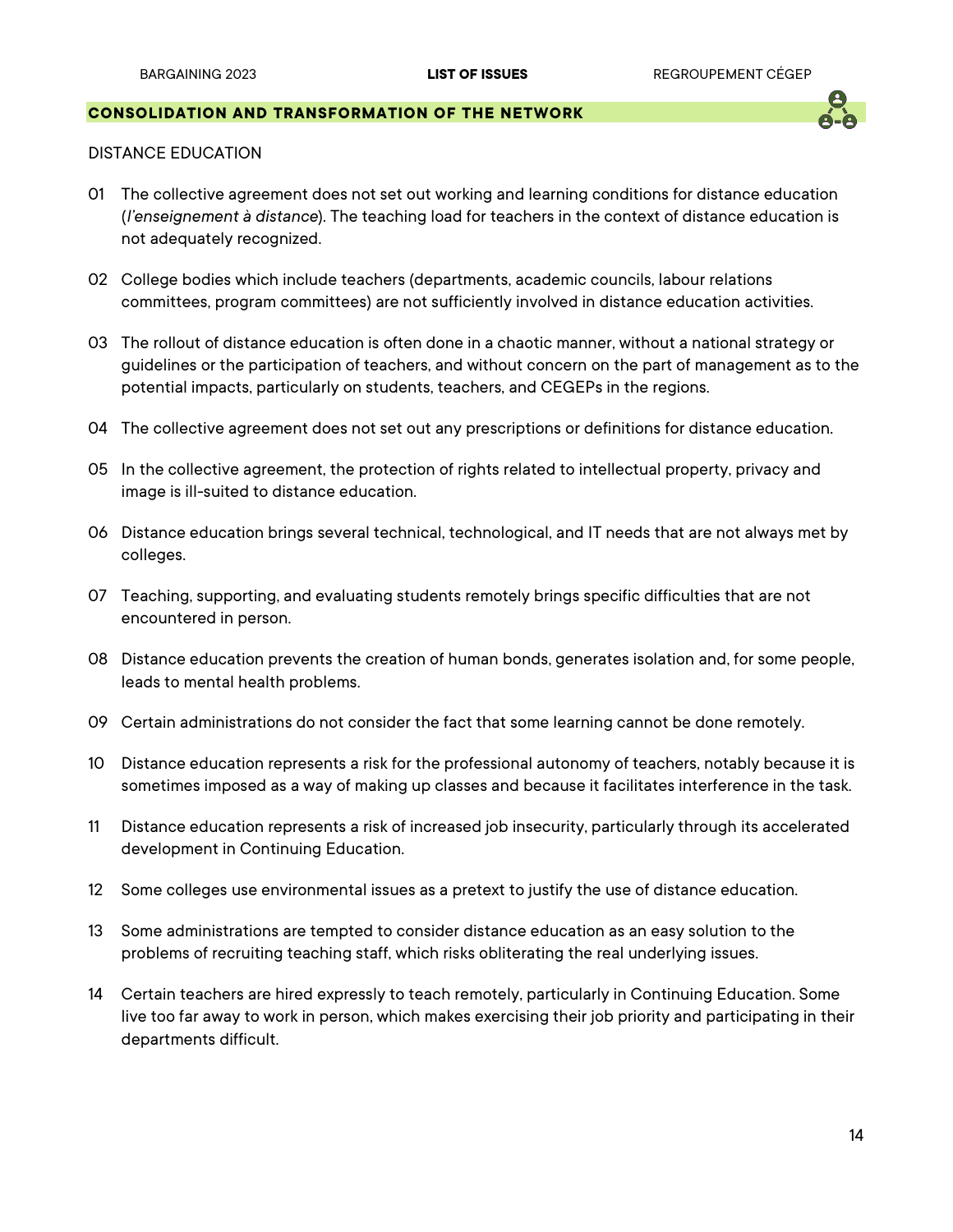## CONSOLIDATION AND TRANSFORMATION OF THE NETWORK

### DISTANCE EDUCATION

01 The collective agreement does not set out working and learning conditions for distance education (*l'enseignement à distance*). The teaching load for teachers in the context of distance education is not adequately recognized.

02 College bodies which include teachers (departments, academic councils, labour relations committees, program committees) are not sufficiently involved in distance education activities.

03 The rollout of distance education is often done in a chaotic manner, without a national strategy or guidelines or the participation of teachers, and without concern on the part of management as to the potential impacts, particularly on students, teachers, and CEGEPs in the regions.

04 The collective agreement does not set out any prescriptions or definitions for distance education.

05 In the collective agreement, the protection of rights related to intellectual property, privacy and image is ill-suited to distance education.

06 Distance education brings several technical, technological, and IT needs that are not always met by colleges.

07 Teaching, supporting, and evaluating students remotely brings specific difficulties that are not encountered in person.

08 Distance education prevents the creation of human bonds, generates isolation and, for some people, leads to mental health problems.

09 Certain administrations do not consider the fact that some learning cannot be done remotely.

10 Distance education represents a risk for the professional autonomy of teachers, notably because it is sometimes imposed as a way of making up classes and because it facilitates interference in the task.

11 Distance education represents a risk of increased job insecurity, particularly through its accelerated development in Continuing Education.

12 Some colleges use environmental issues as a pretext to justify the use of distance education.

13 Some administrations are tempted to consider distance education as an easy solution to the problems of recruiting teaching staff, which risks obliterating the real underlying issues.

14 Certain teachers are hired expressly to teach remotely, particularly in Continuing Education. Some live too far away to work in person, which makes exercising their job priority and participating in their departments difficult.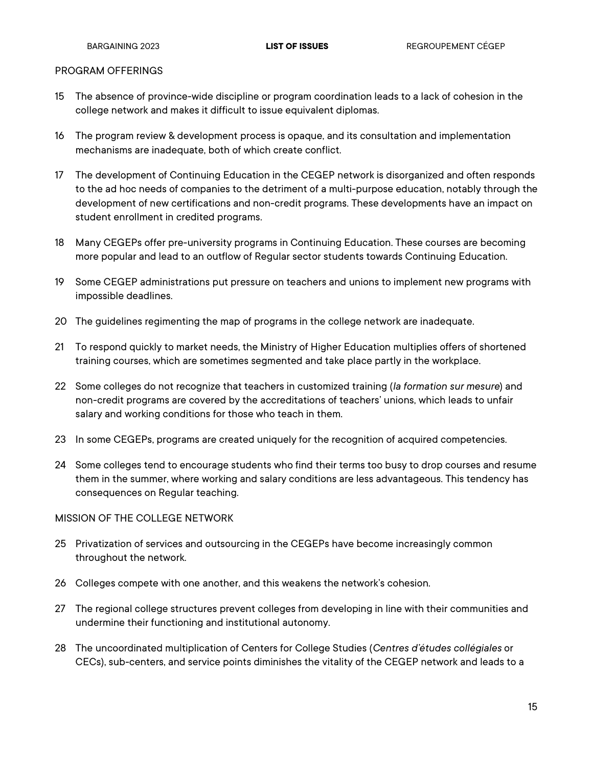PROGRAM OFFERINGS

15 The absence of province-wide discipline or program coordination leads to a lack of cohesion in the college network and makes it difficult to issue equivalent diplomas.

16 The program review & development process is opaque, and its consultation and implementation mechanisms are inadequate, both of which create conflict.

17 The development of Continuing Education in the CEGEP network is disorganized and often responds to the ad hoc needs of companies to the detriment of a multi-purpose education, notably through the development of new certifications and non-credit programs. These developments have an impact on student enrollment in credited programs.

18 Many CEGEPs offer pre-university programs in Continuing Education. These courses are becoming more popular and lead to an outflow of Regular sector students towards Continuing Education.

19 Some CEGEP administrations put pressure on teachers and unions to implement new programs with impossible deadlines.

20 The guidelines regimenting the map of programs in the college network are inadequate.

21 To respond quickly to market needs, the Ministry of Higher Education multiplies offers of shortened training courses, which are sometimes segmented and take place partly in the workplace.

22 Some colleges do not recognize that teachers in customized training (*la formation sur mesure*) and non-credit programs are covered by the accreditations of teachers' unions, which leads to unfair salary and working conditions for those who teach in them.

23 In some CEGEPs, programs are created uniquely for the recognition of acquired competencies.

24 Some colleges tend to encourage students who find their terms too busy to drop courses and resume them in the summer, where working and salary conditions are less advantageous. This tendency has consequences on Regular teaching.

MISSION OF THE COLLEGE NETWORK

25 Privatization of services and outsourcing in the CEGEPs have become increasingly common throughout the network.

26 Colleges compete with one another, and this weakens the network's cohesion.

27 The regional college structures prevent colleges from developing in line with their communities and undermine their functioning and institutional autonomy.

28 The uncoordinated multiplication of Centers for College Studies (*Centres d'études collégiales* or CECs), sub-centers, and service points diminishes the vitality of the CEGEP network and leads to a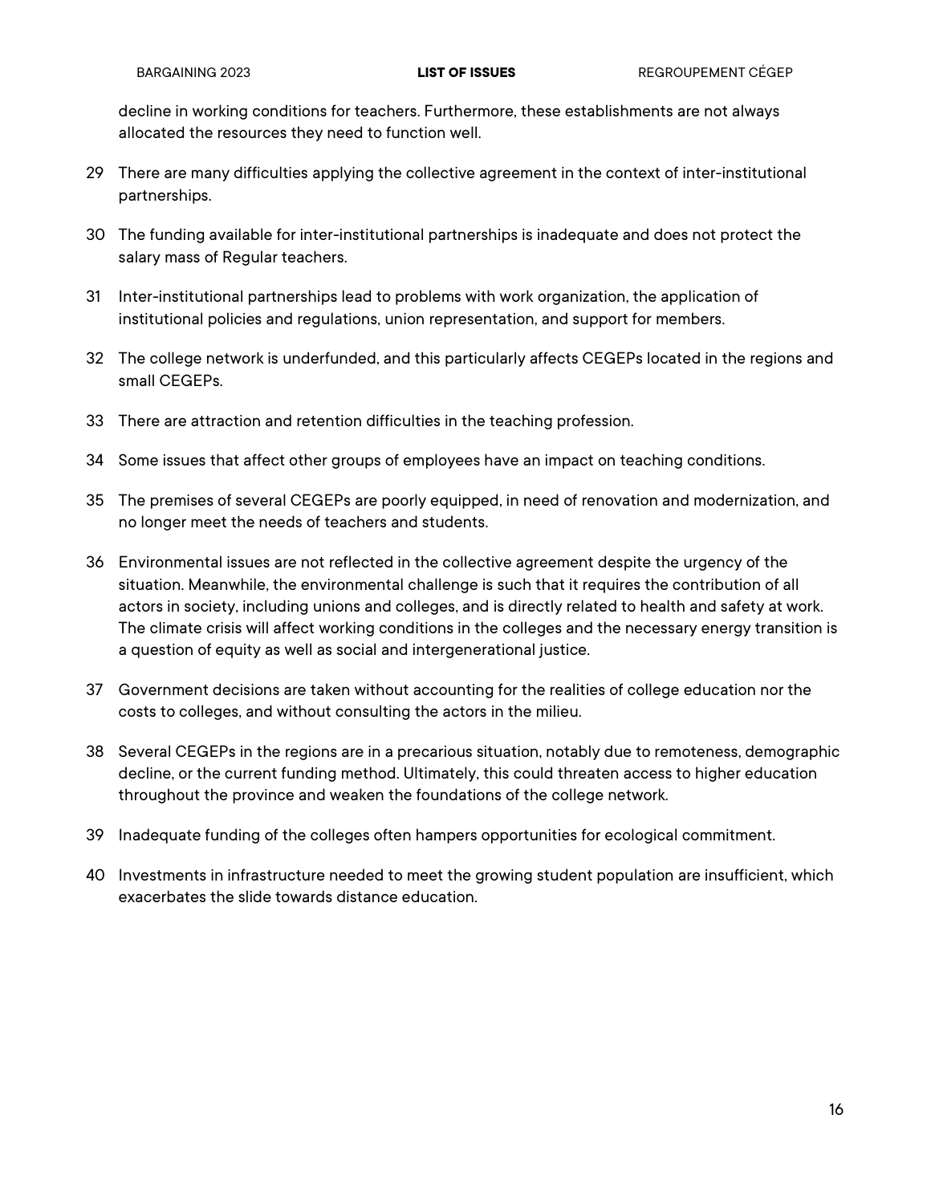decline in working conditions for teachers. Furthermore, these establishments are not always allocated the resources they need to function well.

29 There are many difficulties applying the collective agreement in the context of inter-institutional partnerships.

30 The funding available for inter-institutional partnerships is inadequate and does not protect the salary mass of Regular teachers.

31 Inter-institutional partnerships lead to problems with work organization, the application of institutional policies and regulations, union representation, and support for members.

32 The college network is underfunded, and this particularly affects CEGEPs located in the regions and small CEGEPs.

33 There are attraction and retention difficulties in the teaching profession.

34 Some issues that affect other groups of employees have an impact on teaching conditions.

35 The premises of several CEGEPs are poorly equipped, in need of renovation and modernization, and no longer meet the needs of teachers and students.

36 Environmental issues are not reflected in the collective agreement despite the urgency of the situation. Meanwhile, the environmental challenge is such that it requires the contribution of all actors in society, including unions and colleges, and is directly related to health and safety at work. The climate crisis will affect working conditions in the colleges and the necessary energy transition is a question of equity as well as social and intergenerational justice.

37 Government decisions are taken without accounting for the realities of college education nor the costs to colleges, and without consulting the actors in the milieu.

38 Several CEGEPs in the regions are in a precarious situation, notably due to remoteness, demographic decline, or the current funding method. Ultimately, this could threaten access to higher education throughout the province and weaken the foundations of the college network.

39 Inadequate funding of the colleges often hampers opportunities for ecological commitment.

40 Investments in infrastructure needed to meet the growing student population are insufficient, which exacerbates the slide towards distance education.